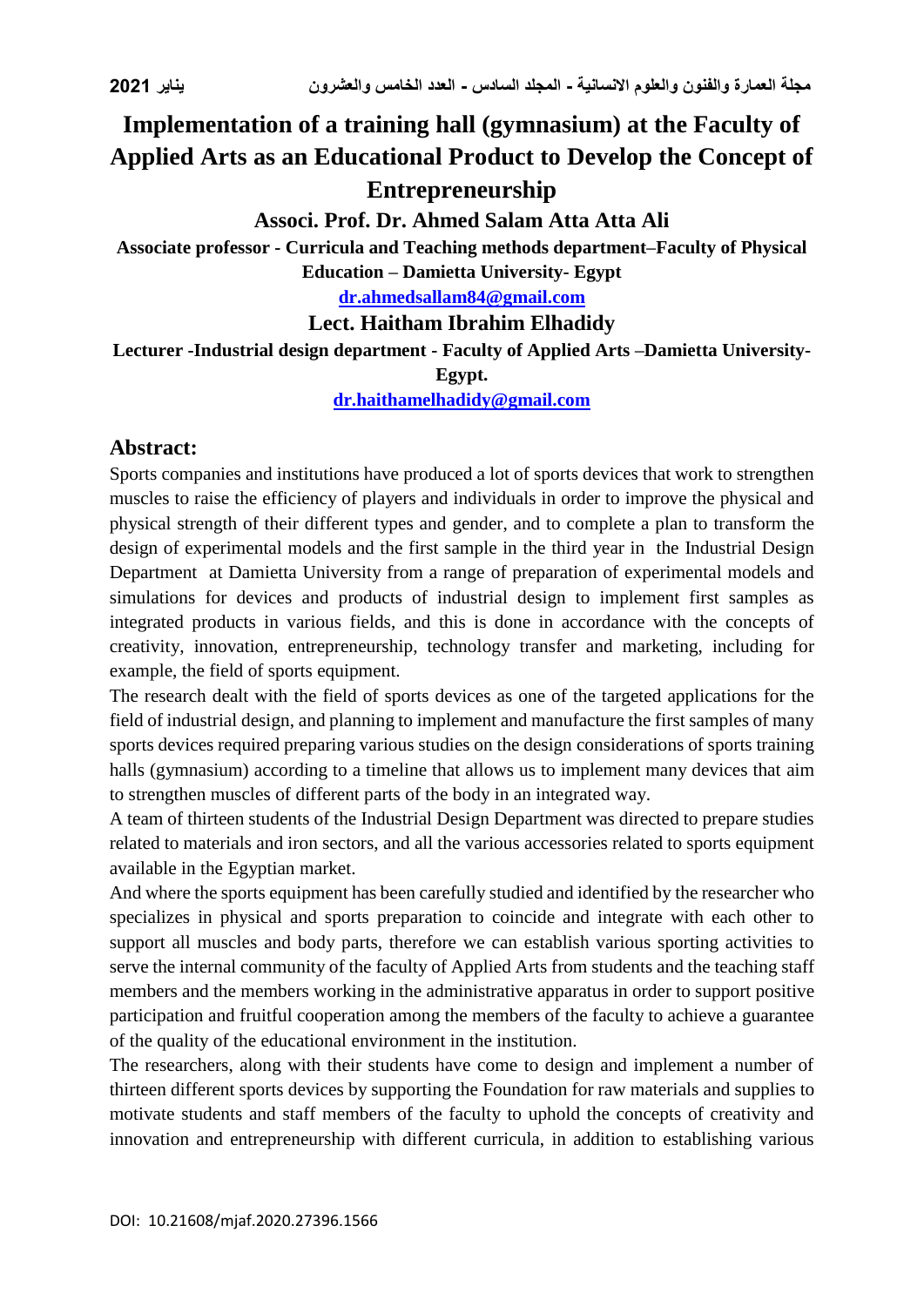# Implementation of a training hall (gymnasium) at the Faculty of Applied Arts as an Educational Product to Develop the Concept of Entrepreneurship

**Associ. Prof. Dr. Ahmed Salam Atta Atta Ali**

**Associate professor - Curricula and Teaching methods department–Faculty of Physical Education – Damietta University- Egypt**

**dr.ahmedsallam84@gmail.com**

**Lect. Haitham Ibrahim Elhadidy**

**Lecturer -Industrial design department - Faculty of Applied Arts –Damietta University- Egypt.**

**dr.haithamelhadidy@gmail.com**

## Abstract:

Sports companies and institutions have produced a lot of sports devices that work to strengthen muscles to raise the efficiency of players and individuals in order to improve the physical and physical strength of their different types and gender, and to complete a plan to transform the design of experimental models and the first sample in the third year in the Industrial Design Department at Damietta University from a range of preparation of experimental models and simulations for devices and products of industrial design to implement first samples as integrated products in various fields, and this is done in accordance with the concepts of creativity, innovation, entrepreneurship, technology transfer and marketing, including for example, the field of sports equipment.

The research dealt with the field of sports devices as one of the targeted applications for the field of industrial design, and planning to implement and manufacture the first samples of many sports devices required preparing various studies on the design considerations of sports training halls (gymnasium) according to a timeline that allows us to implement many devices that aim to strengthen muscles of different parts of the body in an integrated way.

A team of thirteen students of the Industrial Design Department was directed to prepare studies related to materials and iron sectors, and all the various accessories related to sports equipment available in the Egyptian market.

And where the sports equipment has been carefully studied and identified by the researcher who specializes in physical and sports preparation to coincide and integrate with each other to support all muscles and body parts, therefore we can establish various sporting activities to serve the internal community of the faculty of Applied Arts from students and the teaching staff members and the members working in the administrative apparatus in order to support positive participation and fruitful cooperation among the members of the faculty to achieve a guarantee of the quality of the educational environment in the institution.

The researchers, along with their students have come to design and implement a number of thirteen different sports devices by supporting the Foundation for raw materials and supplies to motivate students and staff members of the faculty to uphold the concepts of creativity and innovation and entrepreneurship with different curricula, in addition to establishing various

DOI: 10.21608/mjaf.2020.27396.1566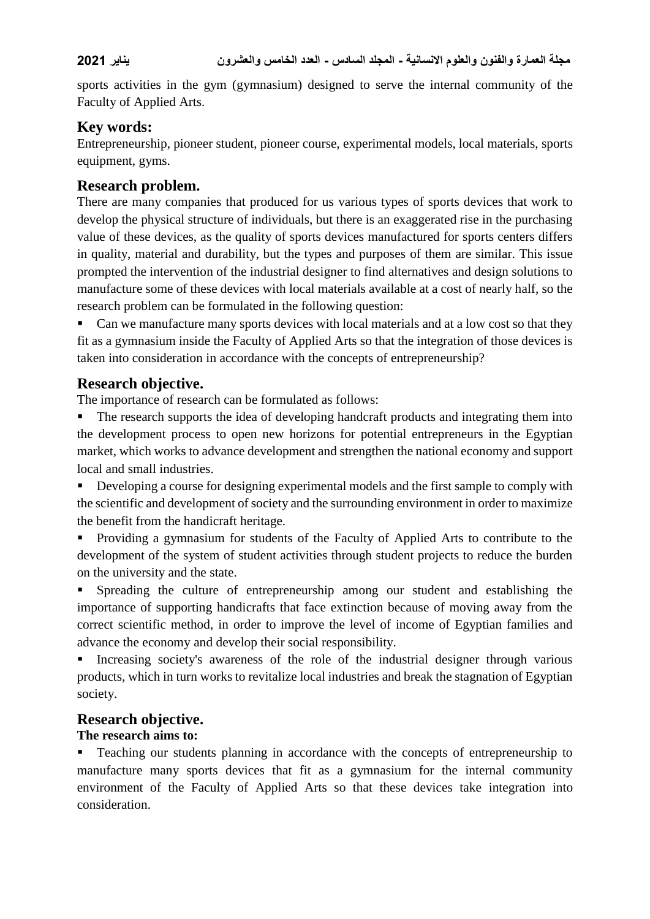sports activities in the gym (gymnasium) designed to serve the internal community of the Faculty of Applied Arts.

## Key words:

Entrepreneurship, pioneer student, pioneer course, experimental models, local materials, sports equipment, gyms.

## Research problem.

There are many companies that produced for us various types of sports devices that work to develop the physical structure of individuals, but there is an exaggerated rise in the purchasing value of these devices, as the quality of sports devices manufactured for sports centers differs in quality, material and durability, but the types and purposes of them are similar. This issue prompted the intervention of the industrial designer to find alternatives and design solutions to manufacture some of these devices with local materials available at a cost of nearly half, so the research problem can be formulated in the following question:

- Can we manufacture many sports devices with local materials and at a low cost so that they fit as a gymnasium inside the Faculty of Applied Arts so that the integration of those devices is taken into consideration in accordance with the concepts of entrepreneurship?

## Research objective.

The importance of research can be formulated as follows:

- The research supports the idea of developing handcraft products and integrating them into the development process to open new horizons for potential entrepreneurs in the Egyptian market, which works to advance development and strengthen the national economy and support local and small industries.
- Developing a course for designing experimental models and the first sample to comply with the scientific and development of society and the surrounding environment in order to maximize the benefit from the handicraft heritage.
- Providing a gymnasium for students of the Faculty of Applied Arts to contribute to the development of the system of student activities through student projects to reduce the burden on the university and the state.
- Spreading the culture of entrepreneurship among our student and establishing the importance of supporting handicrafts that face extinction because of moving away from the correct scientific method, in order to improve the level of income of Egyptian families and advance the economy and develop their social responsibility.
- Increasing society's awareness of the role of the industrial designer through various products, which in turn works to revitalize local industries and break the stagnation of Egyptian society.

## Research objective.

**The research aims to:**

- Teaching our students planning in accordance with the concepts of entrepreneurship to manufacture many sports devices that fit as a gymnasium for the internal community environment of the Faculty of Applied Arts so that these devices take integration into consideration.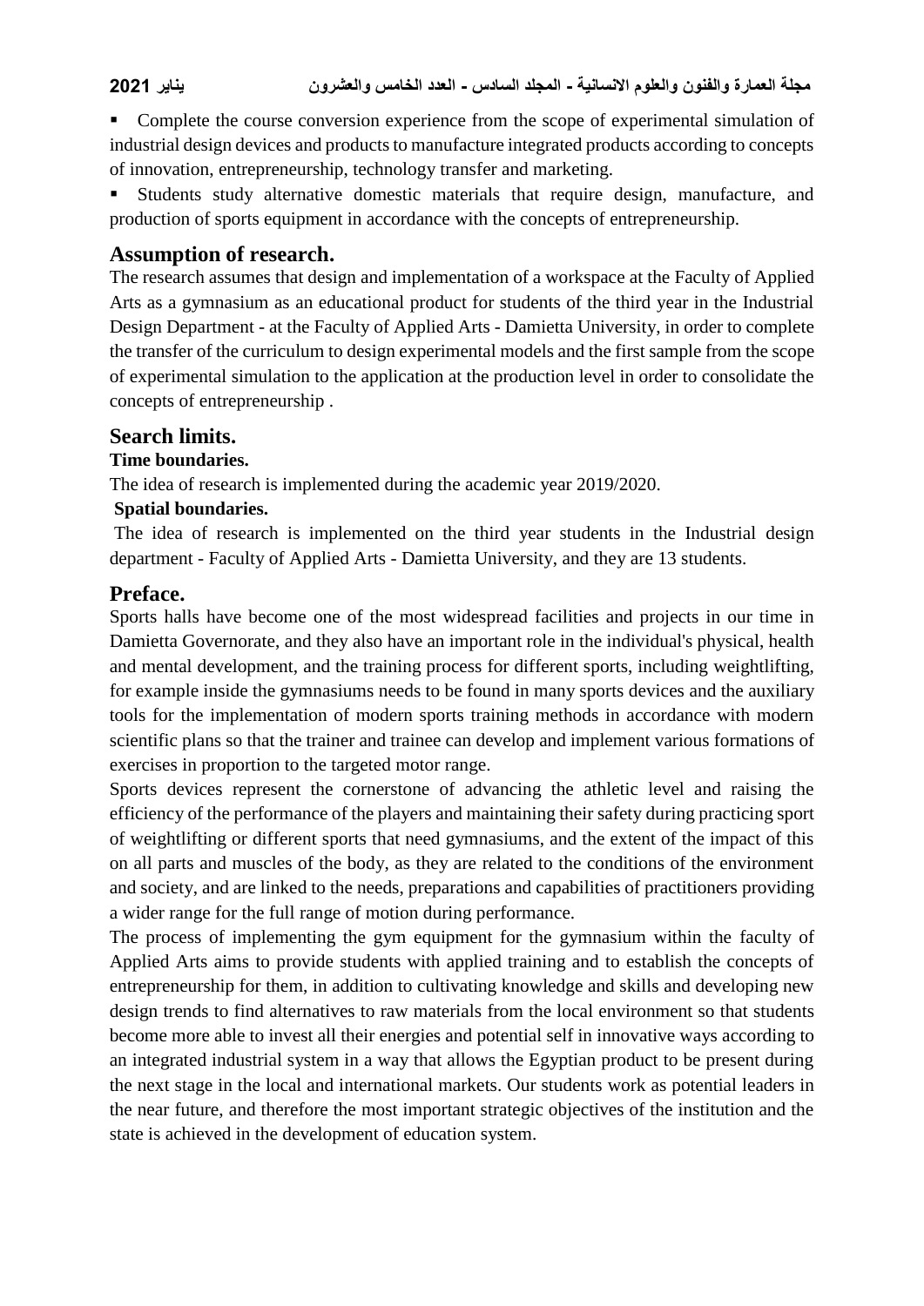- Complete the course conversion experience from the scope of experimental simulation of industrial design devices and products to manufacture integrated products according to concepts of innovation, entrepreneurship, technology transfer and marketing.
- Students study alternative domestic materials that require design, manufacture, and production of sports equipment in accordance with the concepts of entrepreneurship.

## Assumption of research.

The research assumes that design and implementation of a workspace at the Faculty of Applied Arts as a gymnasium as an educational product for students of the third year in the Industrial Design Department - at the Faculty of Applied Arts - Damietta University, in order to complete the transfer of the curriculum to design experimental models and the first sample from the scope of experimental simulation to the application at the production level in order to consolidate the concepts of entrepreneurship .

## Search limits.

**Time boundaries.**

The idea of research is implemented during the academic year 2019/2020.

**Spatial boundaries.**

The idea of research is implemented on the third year students in the Industrial design department - Faculty of Applied Arts - Damietta University, and they are 13 students.

## Preface.

Sports halls have become one of the most widespread facilities and projects in our time in Damietta Governorate, and they also have an important role in the individual's physical, health and mental development, and the training process for different sports, including weightlifting, for example inside the gymnasiums needs to be found in many sports devices and the auxiliary tools for the implementation of modern sports training methods in accordance with modern scientific plans so that the trainer and trainee can develop and implement various formations of exercises in proportion to the targeted motor range.

Sports devices represent the cornerstone of advancing the athletic level and raising the efficiency of the performance of the players and maintaining their safety during practicing sport of weightlifting or different sports that need gymnasiums, and the extent of the impact of this on all parts and muscles of the body, as they are related to the conditions of the environment and society, and are linked to the needs, preparations and capabilities of practitioners providing a wider range for the full range of motion during performance.

The process of implementing the gym equipment for the gymnasium within the faculty of Applied Arts aims to provide students with applied training and to establish the concepts of entrepreneurship for them, in addition to cultivating knowledge and skills and developing new design trends to find alternatives to raw materials from the local environment so that students become more able to invest all their energies and potential self in innovative ways according to an integrated industrial system in a way that allows the Egyptian product to be present during the next stage in the local and international markets. Our students work as potential leaders in the near future, and therefore the most important strategic objectives of the institution and the state is achieved in the development of education system.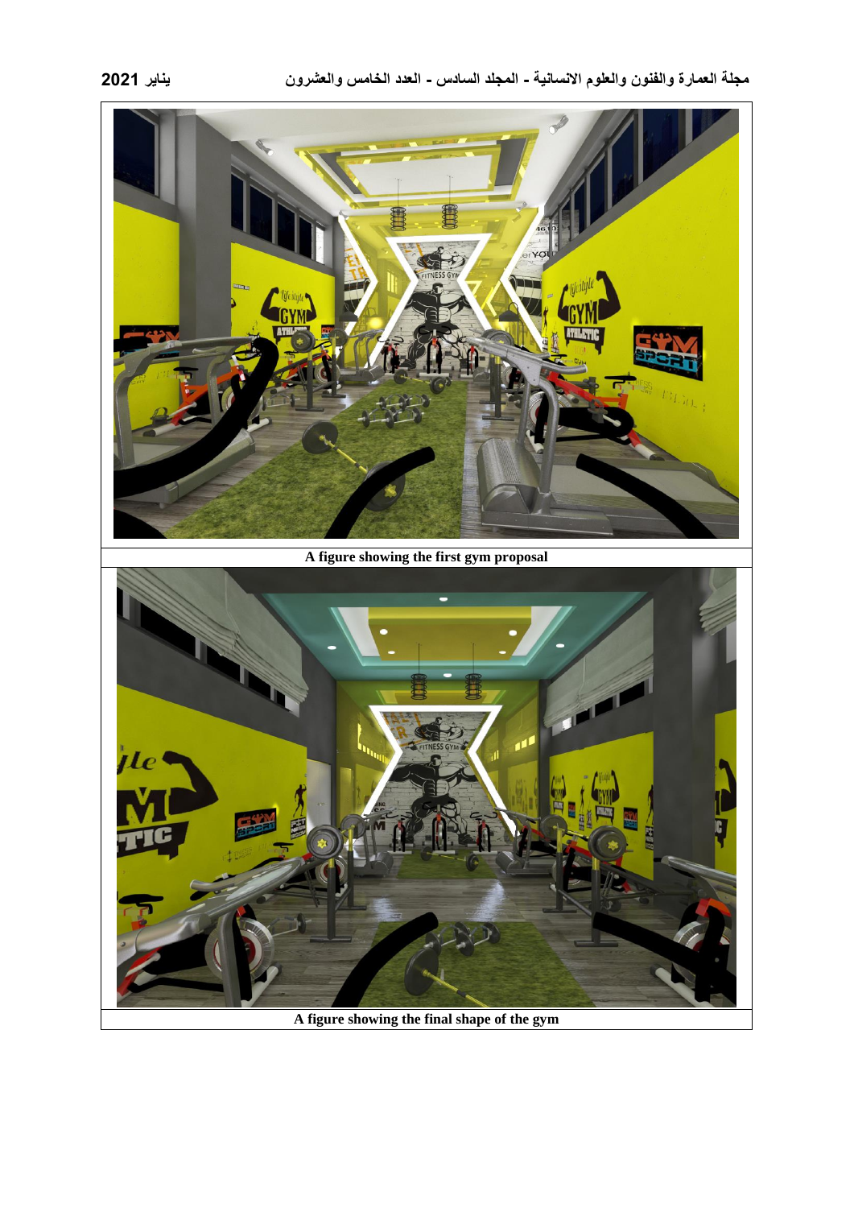A figure showing the first gym proposal

A figure showing the final shape of the gym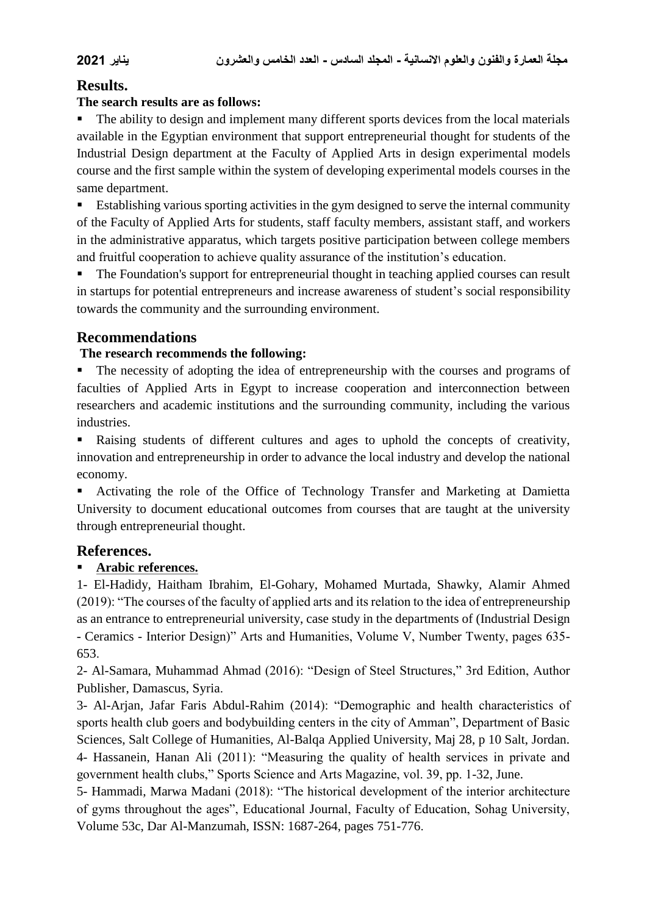## Results.

**The search results are as follows:**

- The ability to design and implement many different sports devices from the local materials available in the Egyptian environment that support entrepreneurial thought for students of the Industrial Design department at the Faculty of Applied Arts in design experimental models course and the first sample within the system of developing experimental models courses in the same department.
- Establishing various sporting activities in the gym designed to serve the internal community of the Faculty of Applied Arts for students, staff faculty members, assistant staff, and workers in the administrative apparatus, which targets positive participation between college members and fruitful cooperation to achieve quality assurance of the institution's education.
- The Foundation's support for entrepreneurial thought in teaching applied courses can result in startups for potential entrepreneurs and increase awareness of student's social responsibility towards the community and the surrounding environment.

## Recommendations

**The research recommends the following:**

- The necessity of adopting the idea of entrepreneurship with the courses and programs of faculties of Applied Arts in Egypt to increase cooperation and interconnection between researchers and academic institutions and the surrounding community, including the various industries.
- Raising students of different cultures and ages to uphold the concepts of creativity, innovation and entrepreneurship in order to advance the local industry and develop the national economy.
- Activating the role of the Office of Technology Transfer and Marketing at Damietta University to document educational outcomes from courses that are taught at the university through entrepreneurial thought.

## References.

- **Arabic references.**

1- El-Hadidy, Haitham Ibrahim, El-Gohary, Mohamed Murtada, Shawky, Alamir Ahmed (2019): "The courses of the faculty of applied arts and its relation to the idea of entrepreneurship as an entrance to entrepreneurial university, case study in the departments of (Industrial Design - Ceramics - Interior Design)" Arts and Humanities, Volume V, Number Twenty, pages 635-653.

2- Al-Samara, Muhammad Ahmad (2016): "Design of Steel Structures," 3rd Edition, Author Publisher, Damascus, Syria.

3- Al-Arjan, Jafar Faris Abdul-Rahim (2014): "Demographic and health characteristics of sports health club goers and bodybuilding centers in the city of Amman", Department of Basic Sciences, Salt College of Humanities, Al-Balqa Applied University, Maj 28, p 10 Salt, Jordan.

4- Hassanein, Hanan Ali (2011): "Measuring the quality of health services in private and government health clubs," Sports Science and Arts Magazine, vol. 39, pp. 1-32, June.

5- Hammadi, Marwa Madani (2018): "The historical development of the interior architecture of gyms throughout the ages", Educational Journal, Faculty of Education, Sohag University, Volume 53c, Dar Al-Manzumah, ISSN: 1687-264, pages 751-776.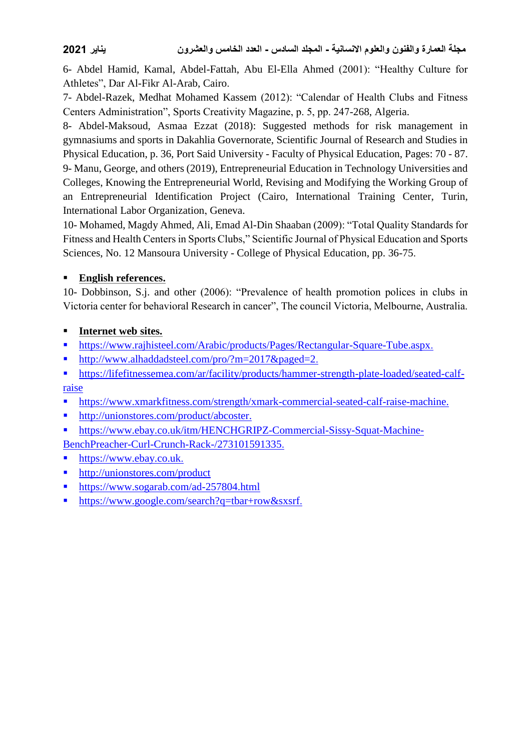6- Abdel Hamid, Kamal, Abdel-Fattah, Abu El-Ella Ahmed (2001): "Healthy Culture for Athletes", Dar Al-Fikr Al-Arab, Cairo.

7- Abdel-Razek, Medhat Mohamed Kassem (2012): "Calendar of Health Clubs and Fitness Centers Administration", Sports Creativity Magazine, p. 5, pp. 247-268, Algeria.

8- Abdel-Maksoud, Asmaa Ezzat (2018): Suggested methods for risk management in gymnasiums and sports in Dakahlia Governorate, Scientific Journal of Research and Studies in Physical Education, p. 36, Port Said University - Faculty of Physical Education, Pages: 70 - 87.

9- Manu, George, and others (2019), Entrepreneurial Education in Technology Universities and Colleges, Knowing the Entrepreneurial World, Revising and Modifying the Working Group of an Entrepreneurial Identification Project (Cairo, International Training Center, Turin, International Labor Organization, Geneva.

10- Mohamed, Magdy Ahmed, Ali, Emad Al-Din Shaaban (2009): "Total Quality Standards for Fitness and Health Centers in Sports Clubs," Scientific Journal of Physical Education and Sports Sciences, No. 12 Mansoura University - College of Physical Education, pp. 36-75.

- **English references.**

10- Dobbinson, S.j. and other (2006): "Prevalence of health promotion polices in clubs in Victoria center for behavioral Research in cancer", The council Victoria, Melbourne, Australia.

- **Internet web sites.**
- https://www.rajhisteel.com/Arabic/products/Pages/Rectangular-Square-Tube.aspx.
- http://www.alhaddadsteel.com/pro/?m=2017&paged=2.
- https://lifefitnessemea.com/ar/facility/products/hammer-strength-plate-loaded/seated-calf-raise
- https://www.xmarkfitness.com/strength/xmark-commercial-seated-calf-raise-machine.
- http://unionstores.com/product/abcoster.
- https://www.ebay.co.uk/itm/HENCHGRIPZ-Commercial-Sissy-Squat-Machine-BenchPreacher-Curl-Crunch-Rack-/273101591335.
- https://www.ebay.co.uk.
- http://unionstores.com/product
- https://www.sogarab.com/ad-257804.html
- https://www.google.com/search?q=tbar+row&sxsrf.